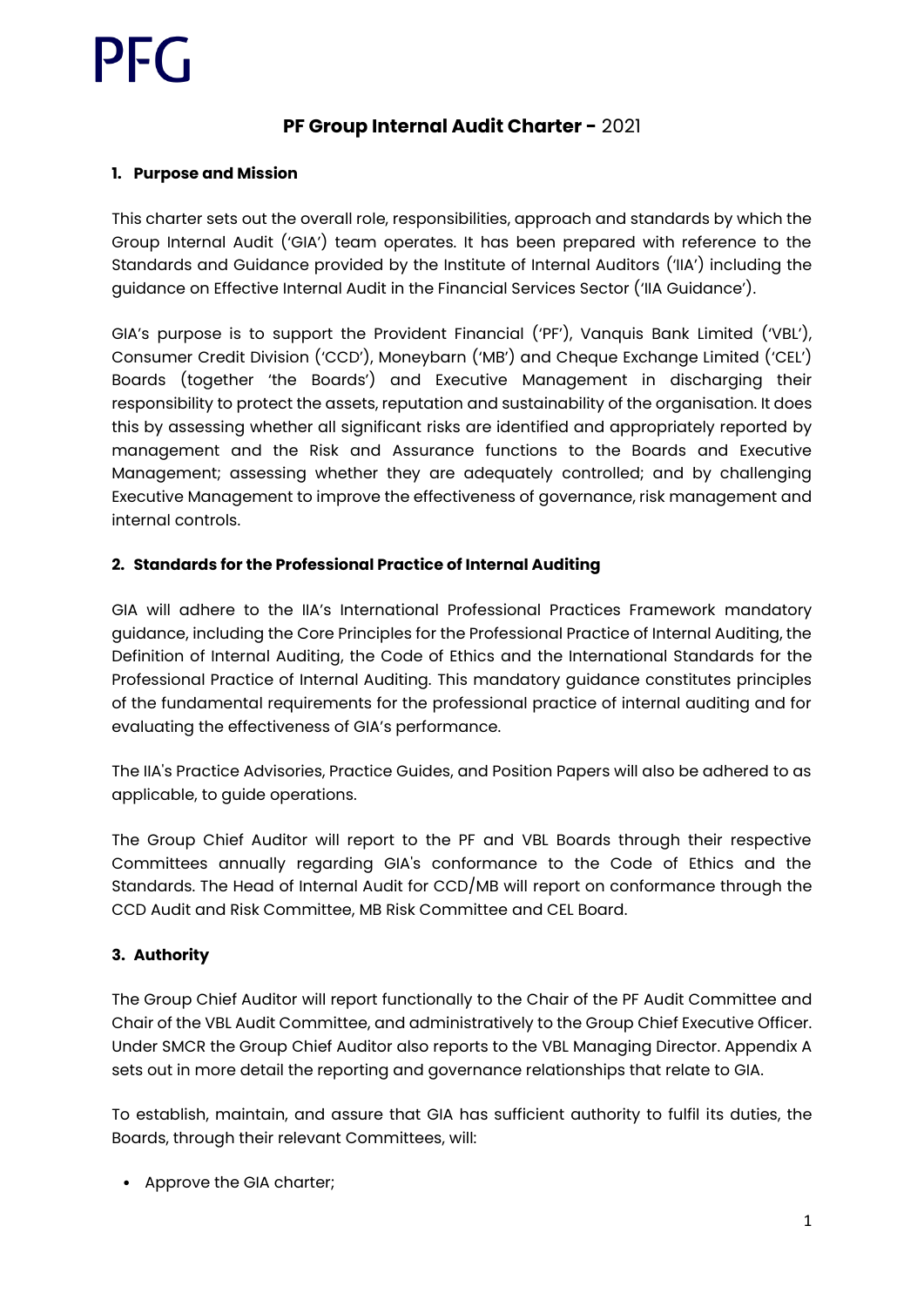PFG

# PF Group Internal Audit Charter - 2021

## 1. Purpose and Mission

This charter sets out the overall role, responsibilities, approach and standards by which the Group Internal Audit ('GIA') team operates. It has been prepared with reference to the Standards and Guidance provided by the Institute of Internal Auditors ('IIA') including the guidance on Effective Internal Audit in the Financial Services Sector ('IIA Guidance').

GIA's purpose is to support the Provident Financial ('PF'), Vanquis Bank Limited ('VBL'), Consumer Credit Division ('CCD'), Moneybarn ('MB') and Cheque Exchange Limited ('CEL') Boards (together 'the Boards') and Executive Management in discharging their responsibility to protect the assets, reputation and sustainability of the organisation. It does this by assessing whether all significant risks are identified and appropriately reported by management and the Risk and Assurance functions to the Boards and Executive Management; assessing whether they are adequately controlled; and by challenging Executive Management to improve the effectiveness of governance, risk management and internal controls.

## 2. Standards for the Professional Practice of Internal Auditing

GIA will adhere to the IIA's International Professional Practices Framework mandatory guidance, including the Core Principles for the Professional Practice of Internal Auditing, the Definition of Internal Auditing, the Code of Ethics and the International Standards for the Professional Practice of Internal Auditing. This mandatory guidance constitutes principles of the fundamental requirements for the professional practice of internal auditing and for evaluating the effectiveness of GIA's performance.

The IIA's Practice Advisories, Practice Guides, and Position Papers will also be adhered to as applicable, to guide operations.

The Group Chief Auditor will report to the PF and VBL Boards through their respective Committees annually regarding GIA's conformance to the Code of Ethics and the Standards. The Head of Internal Audit for CCD/MB will report on conformance through the CCD Audit and Risk Committee, MB Risk Committee and CEL Board.

## 3. Authority

The Group Chief Auditor will report functionally to the Chair of the PF Audit Committee and Chair of the VBL Audit Committee, and administratively to the Group Chief Executive Officer. Under SMCR the Group Chief Auditor also reports to the VBL Managing Director. Appendix A sets out in more detail the reporting and governance relationships that relate to GIA.

To establish, maintain, and assure that GIA has sufficient authority to fulfil its duties, the Boards, through their relevant Committees, will:

- Approve the GIA charter;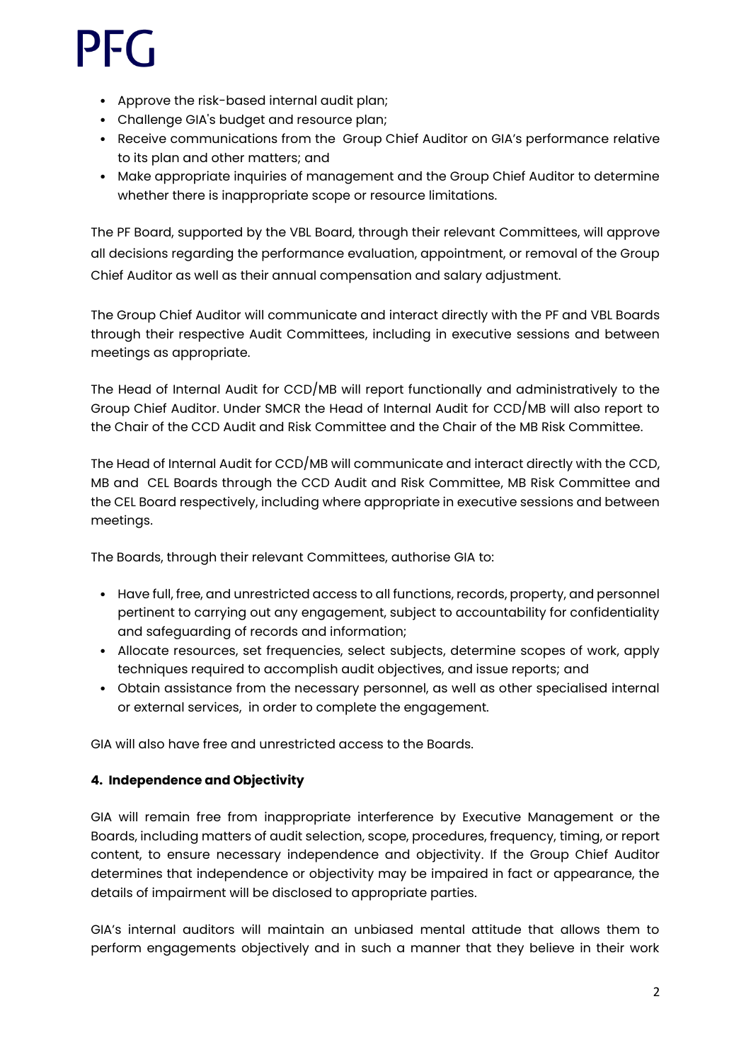- Approve the risk-based internal audit plan;
- Challenge GIA's budget and resource plan;
- Receive communications from the Group Chief Auditor on GIA's performance relative to its plan and other matters; and
- Make appropriate inquiries of management and the Group Chief Auditor to determine whether there is inappropriate scope or resource limitations.

The PF Board, supported by the VBL Board, through their relevant Committees, will approve all decisions regarding the performance evaluation, appointment, or removal of the Group Chief Auditor as well as their annual compensation and salary adjustment.

The Group Chief Auditor will communicate and interact directly with the PF and VBL Boards through their respective Audit Committees, including in executive sessions and between meetings as appropriate.

The Head of Internal Audit for CCD/MB will report functionally and administratively to the Group Chief Auditor. Under SMCR the Head of Internal Audit for CCD/MB will also report to the Chair of the CCD Audit and Risk Committee and the Chair of the MB Risk Committee.

The Head of Internal Audit for CCD/MB will communicate and interact directly with the CCD, MB and CEL Boards through the CCD Audit and Risk Committee, MB Risk Committee and the CEL Board respectively, including where appropriate in executive sessions and between meetings.

The Boards, through their relevant Committees, authorise GIA to:

- Have full, free, and unrestricted access to all functions, records, property, and personnel pertinent to carrying out any engagement, subject to accountability for confidentiality and safeguarding of records and information;
- Allocate resources, set frequencies, select subjects, determine scopes of work, apply techniques required to accomplish audit objectives, and issue reports; and
- Obtain assistance from the necessary personnel, as well as other specialised internal or external services, in order to complete the engagement.

GIA will also have free and unrestricted access to the Boards.

## 4. Independence and Objectivity

GIA will remain free from inappropriate interference by Executive Management or the Boards, including matters of audit selection, scope, procedures, frequency, timing, or report content, to ensure necessary independence and objectivity. If the Group Chief Auditor determines that independence or objectivity may be impaired in fact or appearance, the details of impairment will be disclosed to appropriate parties.

GIA's internal auditors will maintain an unbiased mental attitude that allows them to perform engagements objectively and in such a manner that they believe in their work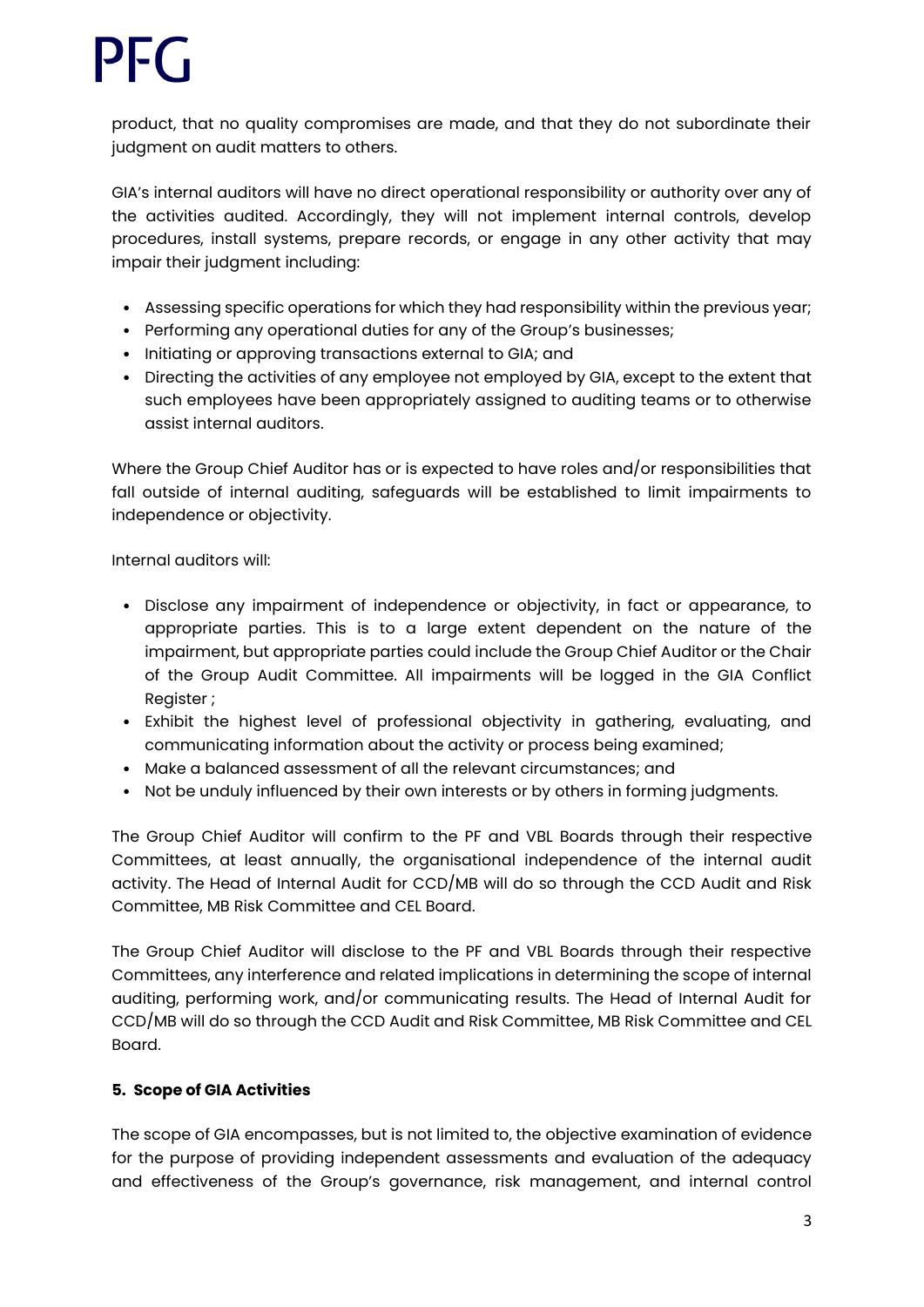product, that no quality compromises are made, and that they do not subordinate their judgment on audit matters to others.

GIA's internal auditors will have no direct operational responsibility or authority over any of the activities audited. Accordingly, they will not implement internal controls, develop procedures, install systems, prepare records, or engage in any other activity that may impair their judgment including:

- Assessing specific operations for which they had responsibility within the previous year;
- Performing any operational duties for any of the Group's businesses;
- Initiating or approving transactions external to GIA; and
- Directing the activities of any employee not employed by GIA, except to the extent that such employees have been appropriately assigned to auditing teams or to otherwise assist internal auditors.

Where the Group Chief Auditor has or is expected to have roles and/or responsibilities that fall outside of internal auditing, safeguards will be established to limit impairments to independence or objectivity.

Internal auditors will:

- Disclose any impairment of independence or objectivity, in fact or appearance, to appropriate parties. This is to a large extent dependent on the nature of the impairment, but appropriate parties could include the Group Chief Auditor or the Chair of the Group Audit Committee. All impairments will be logged in the GIA Conflict Register ;
- Exhibit the highest level of professional objectivity in gathering, evaluating, and communicating information about the activity or process being examined;
- Make a balanced assessment of all the relevant circumstances; and
- Not be unduly influenced by their own interests or by others in forming judgments.

The Group Chief Auditor will confirm to the PF and VBL Boards through their respective Committees, at least annually, the organisational independence of the internal audit activity. The Head of Internal Audit for CCD/MB will do so through the CCD Audit and Risk Committee, MB Risk Committee and CEL Board.

The Group Chief Auditor will disclose to the PF and VBL Boards through their respective Committees, any interference and related implications in determining the scope of internal auditing, performing work, and/or communicating results. The Head of Internal Audit for CCD/MB will do so through the CCD Audit and Risk Committee, MB Risk Committee and CEL Board.

## 5. Scope of GIA Activities

The scope of GIA encompasses, but is not limited to, the objective examination of evidence for the purpose of providing independent assessments and evaluation of the adequacy and effectiveness of the Group's governance, risk management, and internal control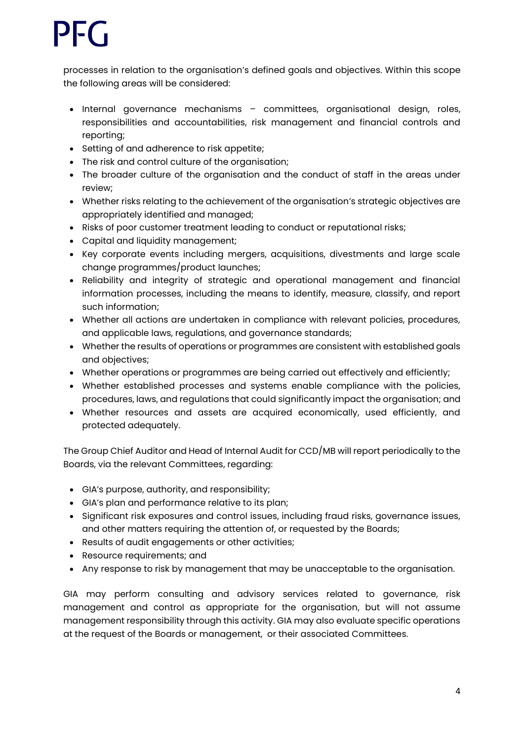processes in relation to the organisation's defined goals and objectives. Within this scope the following areas will be considered:

- Internal governance mechanisms – committees, organisational design, roles, responsibilities and accountabilities, risk management and financial controls and reporting;
- Setting of and adherence to risk appetite;
- The risk and control culture of the organisation;
- The broader culture of the organisation and the conduct of staff in the areas under review;
- Whether risks relating to the achievement of the organisation's strategic objectives are appropriately identified and managed;
- Risks of poor customer treatment leading to conduct or reputational risks;
- Capital and liquidity management;
- Key corporate events including mergers, acquisitions, divestments and large scale change programmes/product launches;
- Reliability and integrity of strategic and operational management and financial information processes, including the means to identify, measure, classify, and report such information;
- Whether all actions are undertaken in compliance with relevant policies, procedures, and applicable laws, regulations, and governance standards;
- Whether the results of operations or programmes are consistent with established goals and objectives;
- Whether operations or programmes are being carried out effectively and efficiently;
- Whether established processes and systems enable compliance with the policies, procedures, laws, and regulations that could significantly impact the organisation; and
- Whether resources and assets are acquired economically, used efficiently, and protected adequately.

The Group Chief Auditor and Head of Internal Audit for CCD/MB will report periodically to the Boards, via the relevant Committees, regarding:

- GIA's purpose, authority, and responsibility;
- GIA's plan and performance relative to its plan;
- Significant risk exposures and control issues, including fraud risks, governance issues, and other matters requiring the attention of, or requested by the Boards;
- Results of audit engagements or other activities;
- Resource requirements; and
- Any response to risk by management that may be unacceptable to the organisation.

GIA may perform consulting and advisory services related to governance, risk management and control as appropriate for the organisation, but will not assume management responsibility through this activity. GIA may also evaluate specific operations at the request of the Boards or management, or their associated Committees.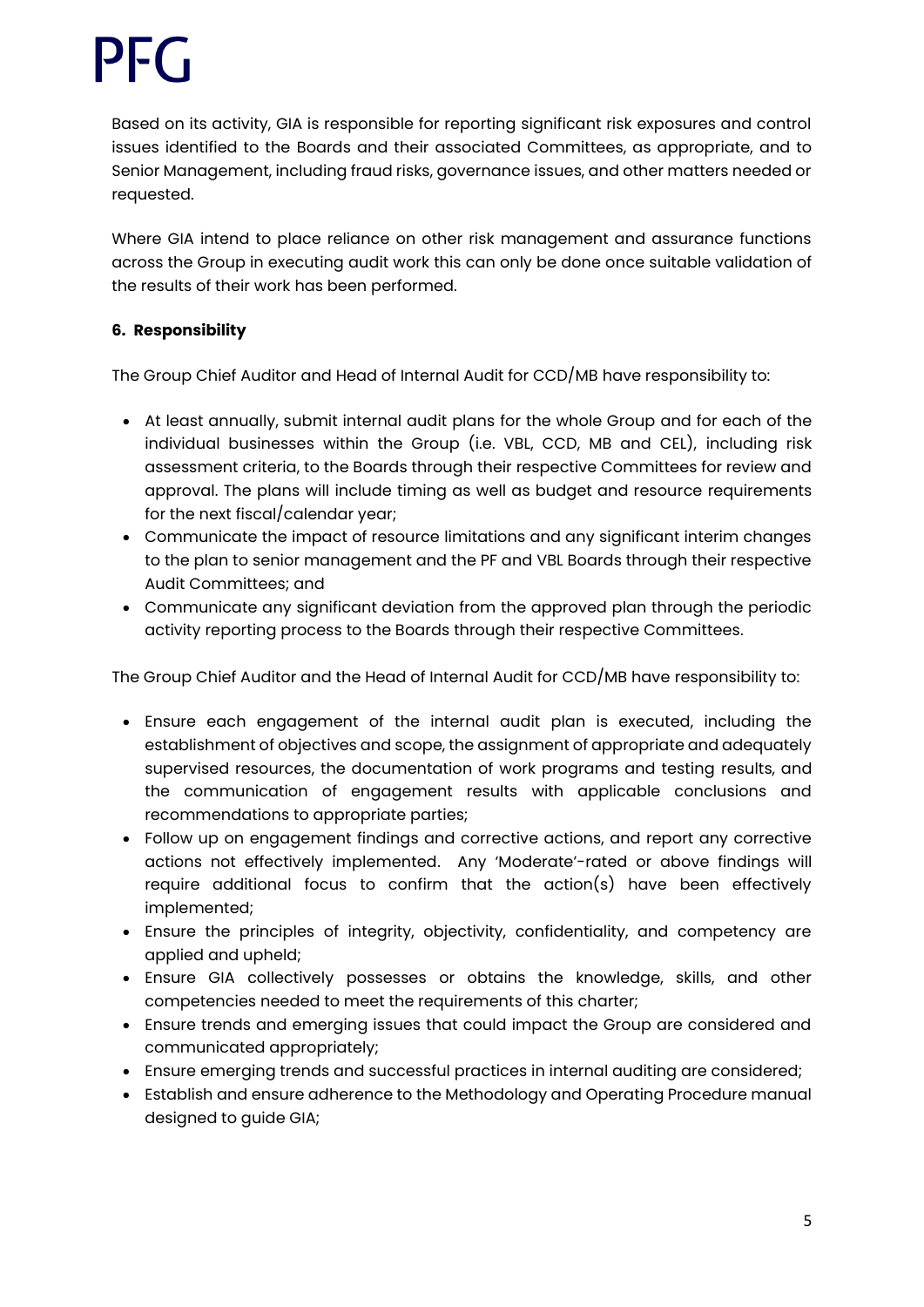Based on its activity, GIA is responsible for reporting significant risk exposures and control issues identified to the Boards and their associated Committees, as appropriate, and to Senior Management, including fraud risks, governance issues, and other matters needed or requested.

Where GIA intend to place reliance on other risk management and assurance functions across the Group in executing audit work this can only be done once suitable validation of the results of their work has been performed.

#### 6. Responsibility

The Group Chief Auditor and Head of Internal Audit for CCD/MB have responsibility to:

- At least annually, submit internal audit plans for the whole Group and for each of the individual businesses within the Group (i.e. VBL, CCD, MB and CEL), including risk assessment criteria, to the Boards through their respective Committees for review and approval. The plans will include timing as well as budget and resource requirements for the next fiscal/calendar year;
- Communicate the impact of resource limitations and any significant interim changes to the plan to senior management and the PF and VBL Boards through their respective Audit Committees; and
- Communicate any significant deviation from the approved plan through the periodic activity reporting process to the Boards through their respective Committees.

The Group Chief Auditor and the Head of Internal Audit for CCD/MB have responsibility to:

- Ensure each engagement of the internal audit plan is executed, including the establishment of objectives and scope, the assignment of appropriate and adequately supervised resources, the documentation of work programs and testing results, and the communication of engagement results with applicable conclusions and recommendations to appropriate parties;
- Follow up on engagement findings and corrective actions, and report any corrective actions not effectively implemented. Any 'Moderate'-rated or above findings will require additional focus to confirm that the action(s) have been effectively implemented;
- Ensure the principles of integrity, objectivity, confidentiality, and competency are applied and upheld;
- Ensure GIA collectively possesses or obtains the knowledge, skills, and other competencies needed to meet the requirements of this charter;
- Ensure trends and emerging issues that could impact the Group are considered and communicated appropriately;
- Ensure emerging trends and successful practices in internal auditing are considered;
- Establish and ensure adherence to the Methodology and Operating Procedure manual designed to guide GIA;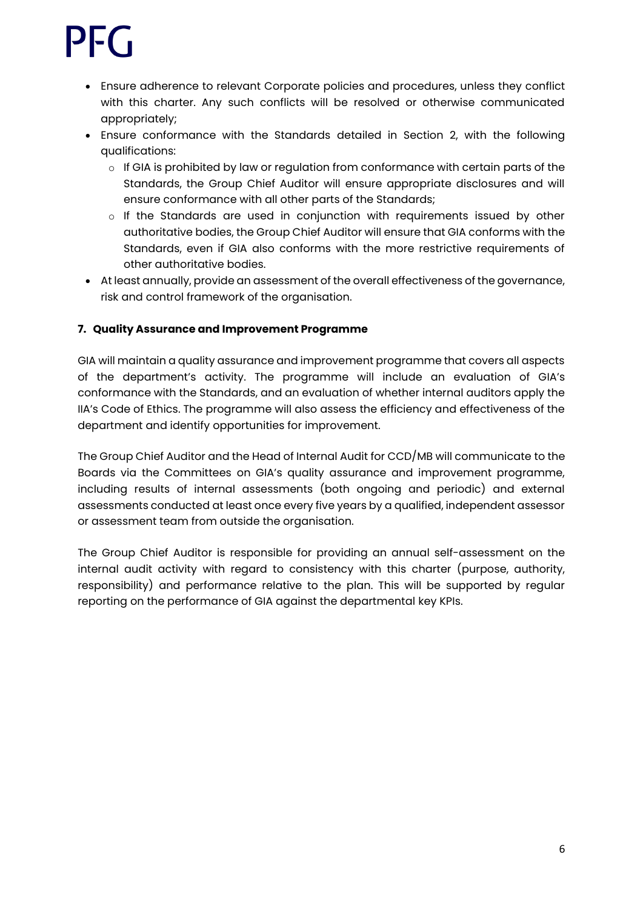- Ensure adherence to relevant Corporate policies and procedures, unless they conflict with this charter. Any such conflicts will be resolved or otherwise communicated appropriately;
- Ensure conformance with the Standards detailed in Section 2, with the following qualifications:
  - If GIA is prohibited by law or regulation from conformance with certain parts of the Standards, the Group Chief Auditor will ensure appropriate disclosures and will ensure conformance with all other parts of the Standards;
  - If the Standards are used in conjunction with requirements issued by other authoritative bodies, the Group Chief Auditor will ensure that GIA conforms with the Standards, even if GIA also conforms with the more restrictive requirements of other authoritative bodies.
- At least annually, provide an assessment of the overall effectiveness of the governance, risk and control framework of the organisation.

## 7. Quality Assurance and Improvement Programme

GIA will maintain a quality assurance and improvement programme that covers all aspects of the department's activity. The programme will include an evaluation of GIA's conformance with the Standards, and an evaluation of whether internal auditors apply the IIA's Code of Ethics. The programme will also assess the efficiency and effectiveness of the department and identify opportunities for improvement.

The Group Chief Auditor and the Head of Internal Audit for CCD/MB will communicate to the Boards via the Committees on GIA's quality assurance and improvement programme, including results of internal assessments (both ongoing and periodic) and external assessments conducted at least once every five years by a qualified, independent assessor or assessment team from outside the organisation.

The Group Chief Auditor is responsible for providing an annual self-assessment on the internal audit activity with regard to consistency with this charter (purpose, authority, responsibility) and performance relative to the plan. This will be supported by regular reporting on the performance of GIA against the departmental key KPIs.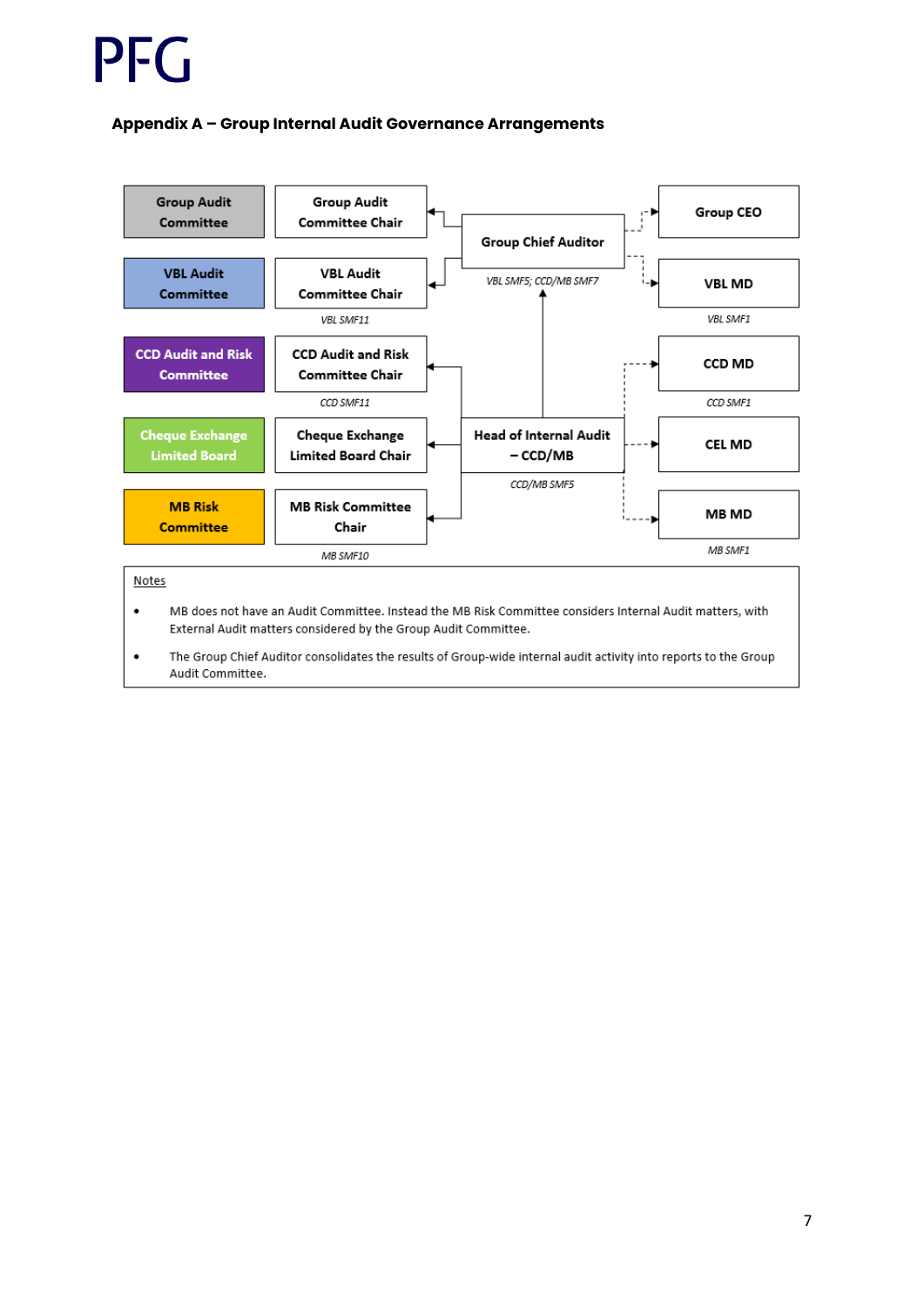PFG

### Appendix A – Group Internal Audit Governance Arrangements

Group Audit Committee

Group Audit Committee Chair

Group Chief Auditor

VBL SMF5; CCD/MB SMF7

Group CEO

VBL Audit Committee

VBL Audit Committee Chair

VBL SMF11

VBL MD

VBL SMF1

CCD Audit and Risk Committee

CCD Audit and Risk Committee Chair

CCD SMF11

CCD MD

CCD SMF1

Cheque Exchange Limited Board

Cheque Exchange Limited Board Chair

Head of Internal Audit – CCD/MB

CCD/MB SMF5

CEL MD

MB Risk Committee

MB Risk Committee Chair

MB SMF10

MB MD

MB SMF1

Notes

- MB does not have an Audit Committee. Instead the MB Risk Committee considers Internal Audit matters, with External Audit matters considered by the Group Audit Committee.
- The Group Chief Auditor consolidates the results of Group-wide internal audit activity into reports to the Group Audit Committee.